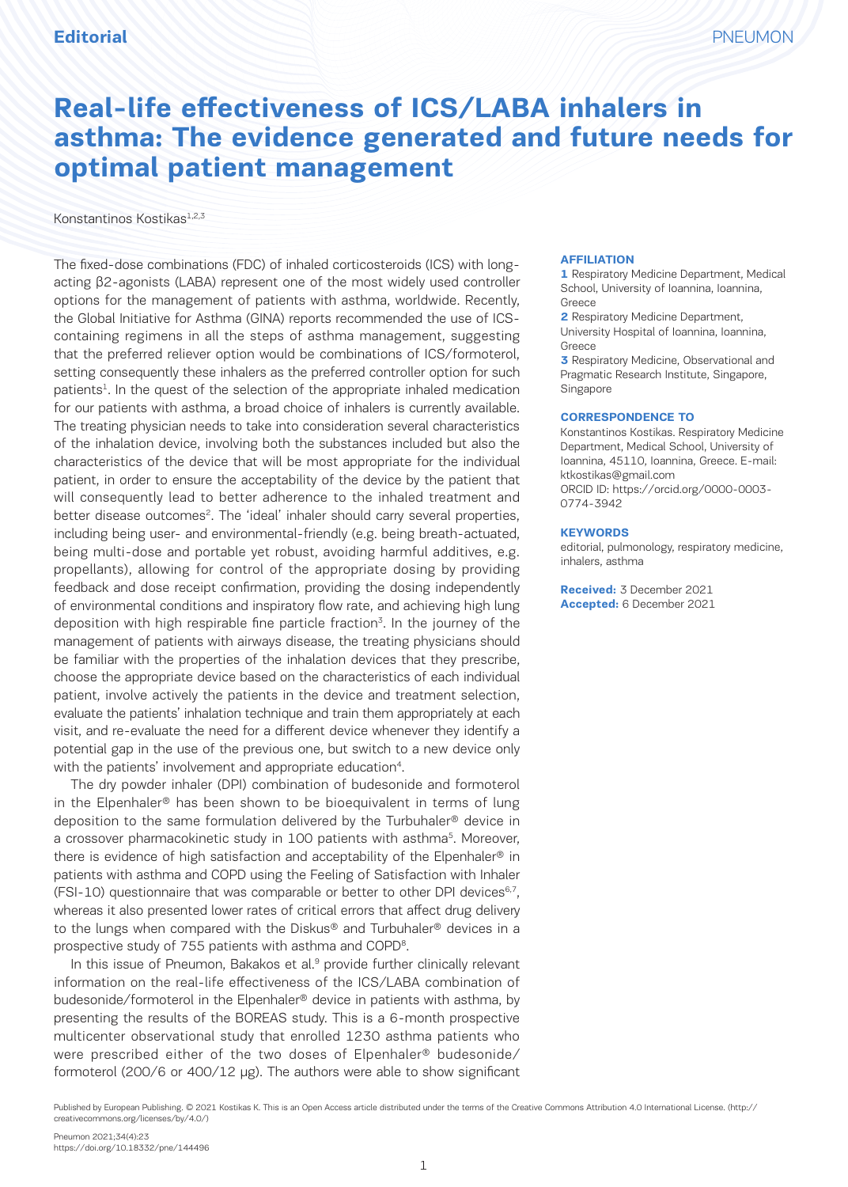Editorial

# Real-life effectiveness of ICS/LABA inhalers in asthma: The evidence generated and future needs for optimal patient management

Konstantinos Kostikas[1,2,3]

**AFFILIATION**

1 Respiratory Medicine Department, Medical School, University of Ioannina, Ioannina, Greece

2 Respiratory Medicine Department, University Hospital of Ioannina, Ioannina, Greece

3 Respiratory Medicine, Observational and Pragmatic Research Institute, Singapore, Singapore

**CORRESPONDENCE TO**

Konstantinos Kostikas. Respiratory Medicine Department, Medical School, University of Ioannina, 45110, Ioannina, Greece. E-mail: ktkostikas@gmail.com
ORCID ID: https://orcid.org/0000-0003-0774-3942

**KEYWORDS**

editorial, pulmonology, respiratory medicine, inhalers, asthma

**Received:** 3 December 2021
**Accepted:** 6 December 2021

The fixed-dose combinations (FDC) of inhaled corticosteroids (ICS) with long-acting β2-agonists (LABA) represent one of the most widely used controller options for the management of patients with asthma, worldwide. Recently, the Global Initiative for Asthma (GINA) reports recommended the use of ICS-containing regimens in all the steps of asthma management, suggesting that the preferred reliever option would be combinations of ICS/formoterol, setting consequently these inhalers as the preferred controller option for such patients[1]. In the quest of the selection of the appropriate inhaled medication for our patients with asthma, a broad choice of inhalers is currently available. The treating physician needs to take into consideration several characteristics of the inhalation device, involving both the substances included but also the characteristics of the device that will be most appropriate for the individual patient, in order to ensure the acceptability of the device by the patient that will consequently lead to better adherence to the inhaled treatment and better disease outcomes[2]. The 'ideal' inhaler should carry several properties, including being user- and environmental-friendly (e.g. being breath-actuated, being multi-dose and portable yet robust, avoiding harmful additives, e.g. propellants), allowing for control of the appropriate dosing by providing feedback and dose receipt confirmation, providing the dosing independently of environmental conditions and inspiratory flow rate, and achieving high lung deposition with high respirable fine particle fraction[3]. In the journey of the management of patients with airways disease, the treating physicians should be familiar with the properties of the inhalation devices that they prescribe, choose the appropriate device based on the characteristics of each individual patient, involve actively the patients in the device and treatment selection, evaluate the patients' inhalation technique and train them appropriately at each visit, and re-evaluate the need for a different device whenever they identify a potential gap in the use of the previous one, but switch to a new device only with the patients' involvement and appropriate education[4].

The dry powder inhaler (DPI) combination of budesonide and formoterol in the Elpenhaler® has been shown to be bioequivalent in terms of lung deposition to the same formulation delivered by the Turbuhaler® device in a crossover pharmacokinetic study in 100 patients with asthma[5]. Moreover, there is evidence of high satisfaction and acceptability of the Elpenhaler® in patients with asthma and COPD using the Feeling of Satisfaction with Inhaler (FSI-10) questionnaire that was comparable or better to other DPI devices[6,7], whereas it also presented lower rates of critical errors that affect drug delivery to the lungs when compared with the Diskus® and Turbuhaler® devices in a prospective study of 755 patients with asthma and COPD[8].

In this issue of Pneumon, Bakakos et al.[9] provide further clinically relevant information on the real-life effectiveness of the ICS/LABA combination of budesonide/formoterol in the Elpenhaler® device in patients with asthma, by presenting the results of the BOREAS study. This is a 6-month prospective multicenter observational study that enrolled 1230 asthma patients who were prescribed either of the two doses of Elpenhaler® budesonide/formoterol (200/6 or 400/12 μg). The authors were able to show significant

Published by European Publishing. © 2021 Kostikas K. This is an Open Access article distributed under the terms of the Creative Commons Attribution 4.0 International License. (http://creativecommons.org/licenses/by/4.0/)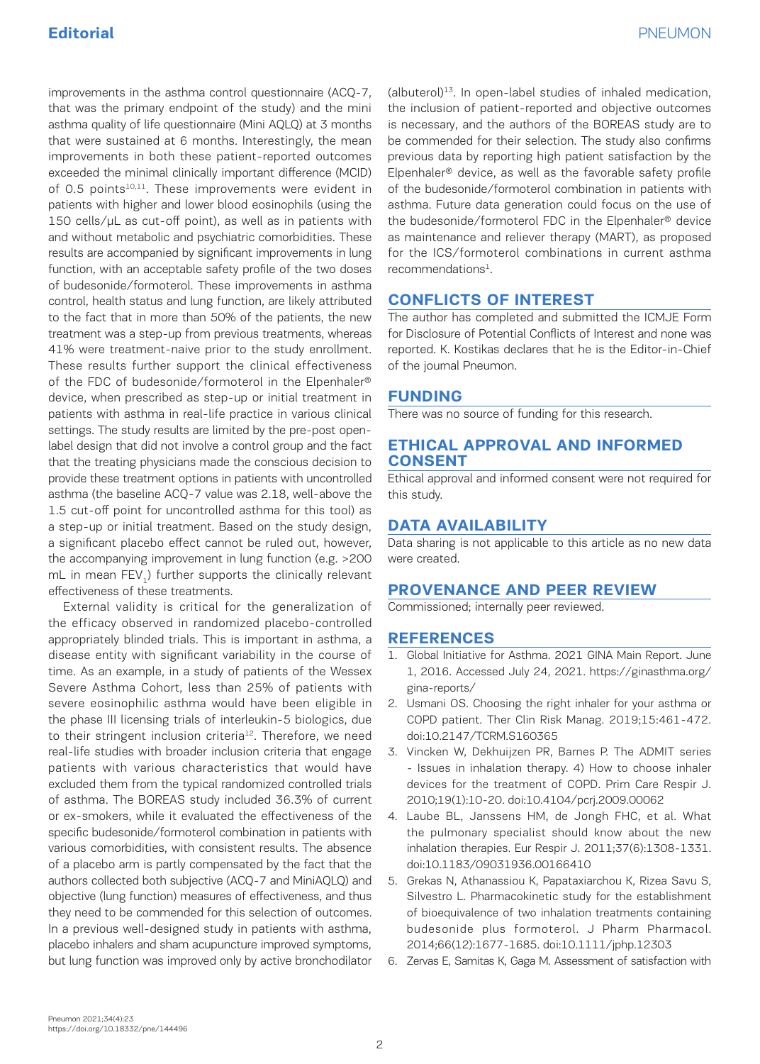improvements in the asthma control questionnaire (ACQ-7, that was the primary endpoint of the study) and the mini asthma quality of life questionnaire (Mini AQLQ) at 3 months that were sustained at 6 months. Interestingly, the mean improvements in both these patient-reported outcomes exceeded the minimal clinically important difference (MCID) of 0.5 points[10,11]. These improvements were evident in patients with higher and lower blood eosinophils (using the 150 cells/μL as cut-off point), as well as in patients with and without metabolic and psychiatric comorbidities. These results are accompanied by significant improvements in lung function, with an acceptable safety profile of the two doses of budesonide/formoterol. These improvements in asthma control, health status and lung function, are likely attributed to the fact that in more than 50% of the patients, the new treatment was a step-up from previous treatments, whereas 41% were treatment-naive prior to the study enrollment. These results further support the clinical effectiveness of the FDC of budesonide/formoterol in the Elpenhaler® device, when prescribed as step-up or initial treatment in patients with asthma in real-life practice in various clinical settings. The study results are limited by the pre-post open-label design that did not involve a control group and the fact that the treating physicians made the conscious decision to provide these treatment options in patients with uncontrolled asthma (the baseline ACQ-7 value was 2.18, well-above the 1.5 cut-off point for uncontrolled asthma for this tool) as a step-up or initial treatment. Based on the study design, a significant placebo effect cannot be ruled out, however, the accompanying improvement in lung function (e.g. >200 mL in mean $FEV_1$) further supports the clinically relevant effectiveness of these treatments.

External validity is critical for the generalization of the efficacy observed in randomized placebo-controlled appropriately blinded trials. This is important in asthma, a disease entity with significant variability in the course of time. As an example, in a study of patients of the Wessex Severe Asthma Cohort, less than 25% of patients with severe eosinophilic asthma would have been eligible in the phase III licensing trials of interleukin-5 biologics, due to their stringent inclusion criteria[12]. Therefore, we need real-life studies with broader inclusion criteria that engage patients with various characteristics that would have excluded them from the typical randomized controlled trials of asthma. The BOREAS study included 36.3% of current or ex-smokers, while it evaluated the effectiveness of the specific budesonide/formoterol combination in patients with various comorbidities, with consistent results. The absence of a placebo arm is partly compensated by the fact that the authors collected both subjective (ACQ-7 and MiniAQLQ) and objective (lung function) measures of effectiveness, and thus they need to be commended for this selection of outcomes. In a previous well-designed study in patients with asthma, placebo inhalers and sham acupuncture improved symptoms, but lung function was improved only by active bronchodilator (albuterol)[13]. In open-label studies of inhaled medication, the inclusion of patient-reported and objective outcomes is necessary, and the authors of the BOREAS study are to be commended for their selection. The study also confirms previous data by reporting high patient satisfaction by the Elpenhaler® device, as well as the favorable safety profile of the budesonide/formoterol combination in patients with asthma. Future data generation could focus on the use of the budesonide/formoterol FDC in the Elpenhaler® device as maintenance and reliever therapy (MART), as proposed for the ICS/formoterol combinations in current asthma recommendations[1].

## CONFLICTS OF INTEREST

The author has completed and submitted the ICMJE Form for Disclosure of Potential Conflicts of Interest and none was reported. K. Kostikas declares that he is the Editor-in-Chief of the journal Pneumon.

## FUNDING

There was no source of funding for this research.

## ETHICAL APPROVAL AND INFORMED CONSENT

Ethical approval and informed consent were not required for this study.

## DATA AVAILABILITY

Data sharing is not applicable to this article as no new data were created.

## PROVENANCE AND PEER REVIEW

Commissioned; internally peer reviewed.

## REFERENCES

1. Global Initiative for Asthma. 2021 GINA Main Report. June 1, 2016. Accessed July 24, 2021. https://ginasthma.org/gina-reports/
2. Usmani OS. Choosing the right inhaler for your asthma or COPD patient. Ther Clin Risk Manag. 2019;15:461-472. doi:10.2147/TCRM.S160365
3. Vincken W, Dekhuijzen PR, Barnes P. The ADMIT series - Issues in inhalation therapy. 4) How to choose inhaler devices for the treatment of COPD. Prim Care Respir J. 2010;19(1):10-20. doi:10.4104/pcrj.2009.00062
4. Laube BL, Janssens HM, de Jongh FHC, et al. What the pulmonary specialist should know about the new inhalation therapies. Eur Respir J. 2011;37(6):1308-1331. doi:10.1183/09031936.00166410
5. Grekas N, Athanassiou K, Papataxiarchou K, Rizea Savu S, Silvestro L. Pharmacokinetic study for the establishment of bioequivalence of two inhalation treatments containing budesonide plus formoterol. J Pharm Pharmacol. 2014;66(12):1677-1685. doi:10.1111/jphp.12303
6. Zervas E, Samitas K, Gaga M. Assessment of satisfaction with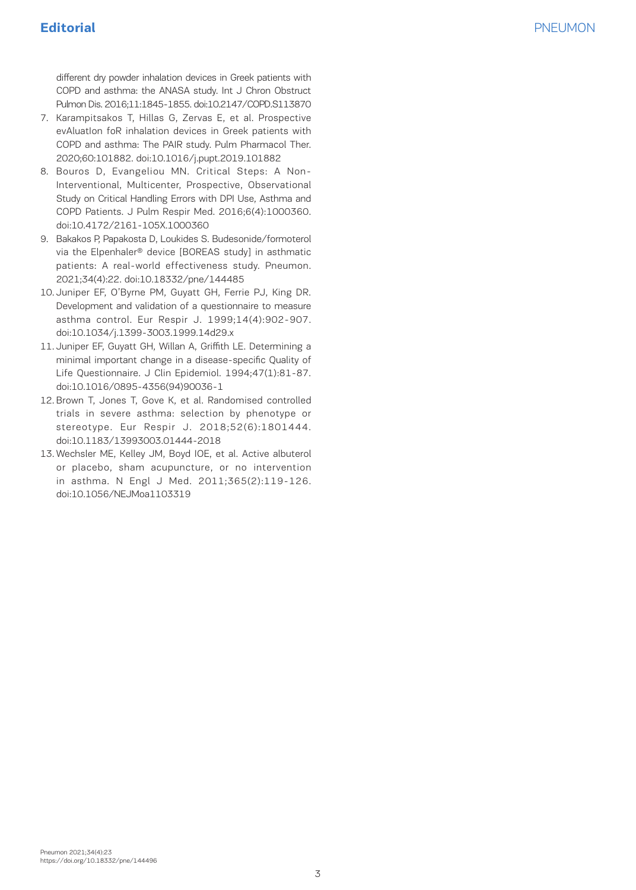different dry powder inhalation devices in Greek patients with COPD and asthma: the ANASA study. Int J Chron Obstruct Pulmon Dis. 2016;11:1845-1855. doi:10.2147/COPD.S113870

7. Karampitsakos T, Hillas G, Zervas E, et al. Prospective evAluatIon foR inhalation devices in Greek patients with COPD and asthma: The PAIR study. Pulm Pharmacol Ther. 2020;60:101882. doi:10.1016/j.pupt.2019.101882
8. Bouros D, Evangeliou MN. Critical Steps: A Non-Interventional, Multicenter, Prospective, Observational Study on Critical Handling Errors with DPI Use, Asthma and COPD Patients. J Pulm Respir Med. 2016;6(4):1000360. doi:10.4172/2161-105X.1000360
9. Bakakos P, Papakosta D, Loukides S. Budesonide/formoterol via the Elpenhaler® device [BOREAS study] in asthmatic patients: A real-world effectiveness study. Pneumon. 2021;34(4):22. doi:10.18332/pne/144485
10. Juniper EF, O'Byrne PM, Guyatt GH, Ferrie PJ, King DR. Development and validation of a questionnaire to measure asthma control. Eur Respir J. 1999;14(4):902-907. doi:10.1034/j.1399-3003.1999.14d29.x
11. Juniper EF, Guyatt GH, Willan A, Griffith LE. Determining a minimal important change in a disease-specific Quality of Life Questionnaire. J Clin Epidemiol. 1994;47(1):81-87. doi:10.1016/0895-4356(94)90036-1
12. Brown T, Jones T, Gove K, et al. Randomised controlled trials in severe asthma: selection by phenotype or stereotype. Eur Respir J. 2018;52(6):1801444. doi:10.1183/13993003.01444-2018
13. Wechsler ME, Kelley JM, Boyd IOE, et al. Active albuterol or placebo, sham acupuncture, or no intervention in asthma. N Engl J Med. 2011;365(2):119-126. doi:10.1056/NEJMoa1103319